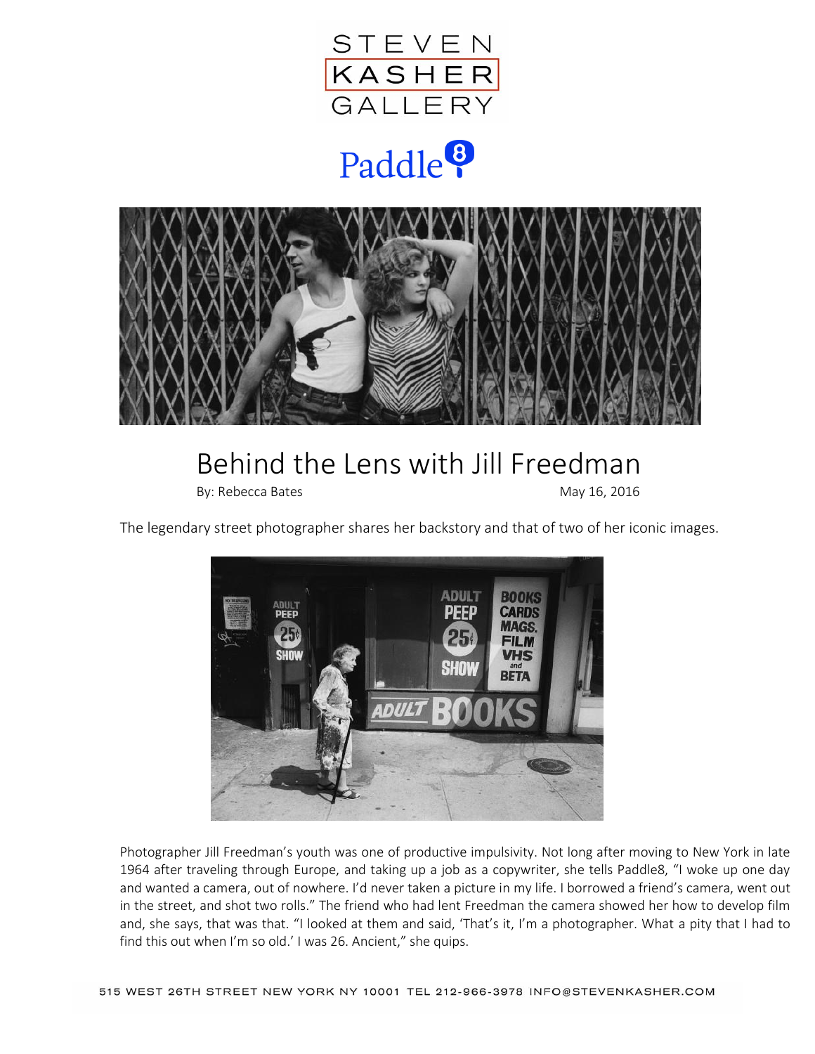STEVEN KASHER GALLERY

Paddle8

# Behind the Lens with Jill Freedman

By: Rebecca Bates May 16, 2016

The legendary street photographer shares her backstory and that of two of her iconic images.

Photographer Jill Freedman's youth was one of productive impulsivity. Not long after moving to New York in late 1964 after traveling through Europe, and taking up a job as a copywriter, she tells Paddle8, "I woke up one day and wanted a camera, out of nowhere. I'd never taken a picture in my life. I borrowed a friend's camera, went out in the street, and shot two rolls." The friend who had lent Freedman the camera showed her how to develop film and, she says, that was that. "I looked at them and said, 'That's it, I'm a photographer. What a pity that I had to find this out when I'm so old.' I was 26. Ancient," she quips.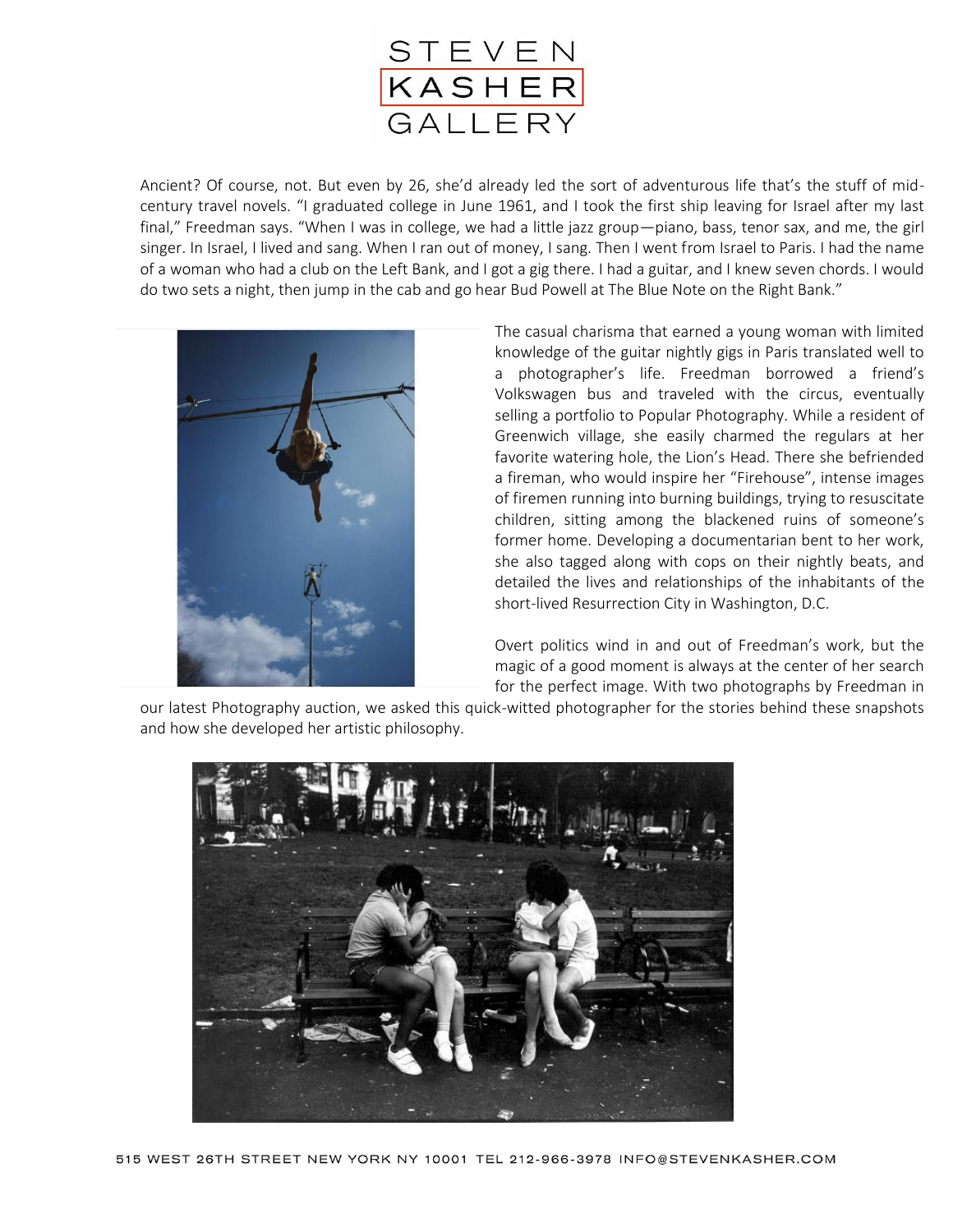Ancient? Of course, not. But even by 26, she'd already led the sort of adventurous life that's the stuff of mid-century travel novels. "I graduated college in June 1961, and I took the first ship leaving for Israel after my last final," Freedman says. "When I was in college, we had a little jazz group—piano, bass, tenor sax, and me, the girl singer. In Israel, I lived and sang. When I ran out of money, I sang. Then I went from Israel to Paris. I had the name of a woman who had a club on the Left Bank, and I got a gig there. I had a guitar, and I knew seven chords. I would do two sets a night, then jump in the cab and go hear Bud Powell at The Blue Note on the Right Bank."

The casual charisma that earned a young woman with limited knowledge of the guitar nightly gigs in Paris translated well to a photographer's life. Freedman borrowed a friend's Volkswagen bus and traveled with the circus, eventually selling a portfolio to Popular Photography. While a resident of Greenwich village, she easily charmed the regulars at her favorite watering hole, the Lion's Head. There she befriended a fireman, who would inspire her "Firehouse", intense images of firemen running into burning buildings, trying to resuscitate children, sitting among the blackened ruins of someone's former home. Developing a documentarian bent to her work, she also tagged along with cops on their nightly beats, and detailed the lives and relationships of the inhabitants of the short-lived Resurrection City in Washington, D.C.

Overt politics wind in and out of Freedman's work, but the magic of a good moment is always at the center of her search for the perfect image. With two photographs by Freedman in our latest Photography auction, we asked this quick-witted photographer for the stories behind these snapshots and how she developed her artistic philosophy.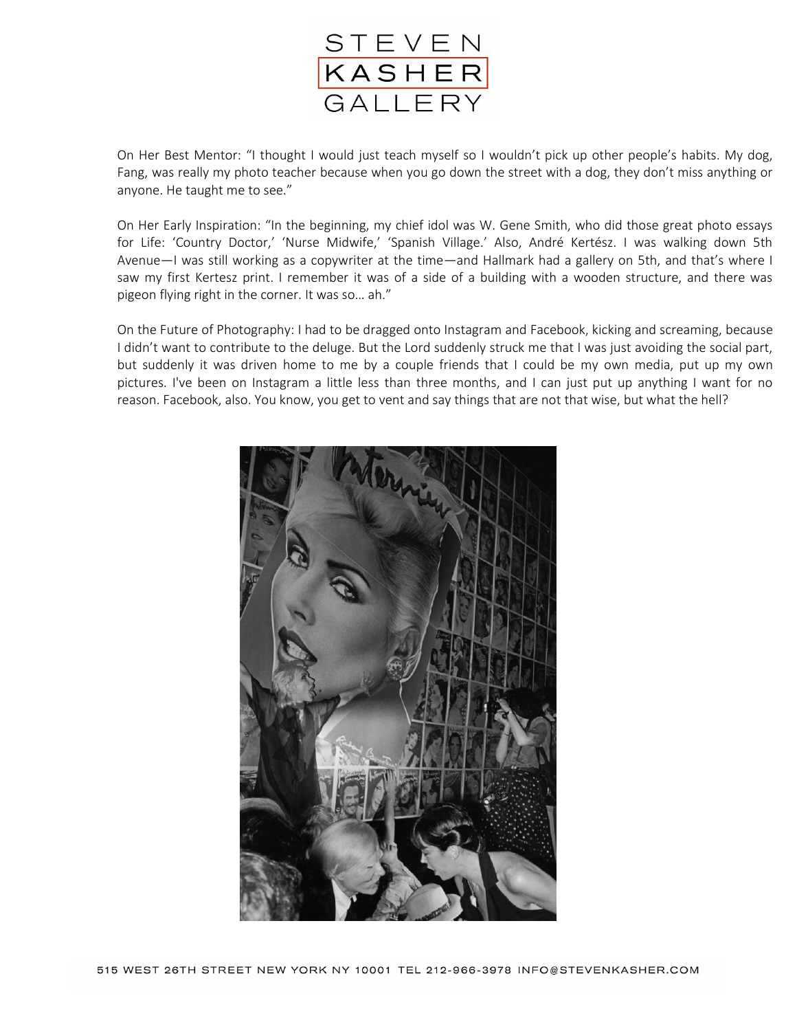On Her Best Mentor: "I thought I would just teach myself so I wouldn't pick up other people's habits. My dog, Fang, was really my photo teacher because when you go down the street with a dog, they don't miss anything or anyone. He taught me to see."

On Her Early Inspiration: "In the beginning, my chief idol was W. Gene Smith, who did those great photo essays for Life: 'Country Doctor,' 'Nurse Midwife,' 'Spanish Village.' Also, André Kertész. I was walking down 5th Avenue—I was still working as a copywriter at the time—and Hallmark had a gallery on 5th, and that's where I saw my first Kertesz print. I remember it was of a side of a building with a wooden structure, and there was pigeon flying right in the corner. It was so… ah."

On the Future of Photography: I had to be dragged onto Instagram and Facebook, kicking and screaming, because I didn't want to contribute to the deluge. But the Lord suddenly struck me that I was just avoiding the social part, but suddenly it was driven home to me by a couple friends that I could be my own media, put up my own pictures. I've been on Instagram a little less than three months, and I can just put up anything I want for no reason. Facebook, also. You know, you get to vent and say things that are not that wise, but what the hell?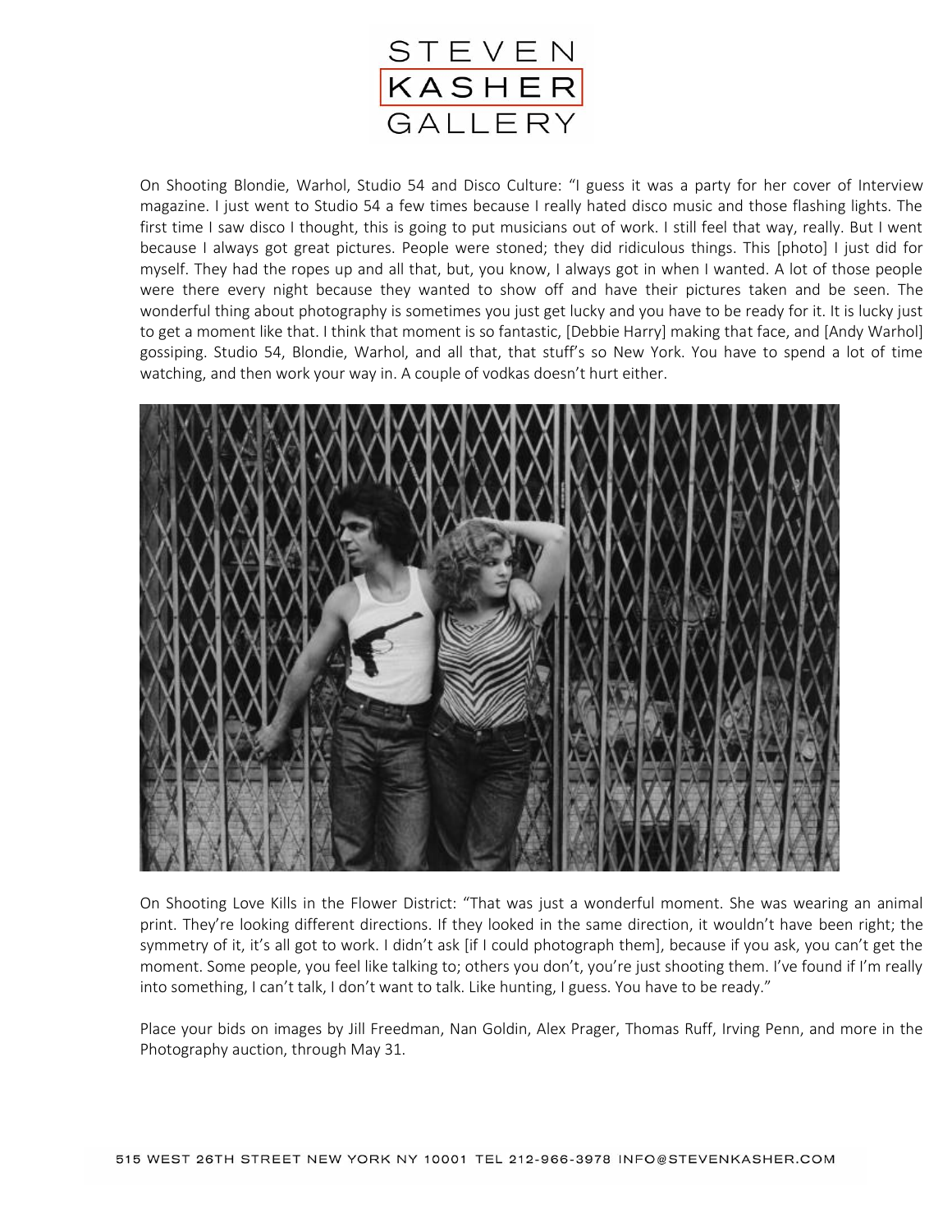On Shooting Blondie, Warhol, Studio 54 and Disco Culture: "I guess it was a party for her cover of Interview magazine. I just went to Studio 54 a few times because I really hated disco music and those flashing lights. The first time I saw disco I thought, this is going to put musicians out of work. I still feel that way, really. But I went because I always got great pictures. People were stoned; they did ridiculous things. This [photo] I just did for myself. They had the ropes up and all that, but, you know, I always got in when I wanted. A lot of those people were there every night because they wanted to show off and have their pictures taken and be seen. The wonderful thing about photography is sometimes you just get lucky and you have to be ready for it. It is lucky just to get a moment like that. I think that moment is so fantastic, [Debbie Harry] making that face, and [Andy Warhol] gossiping. Studio 54, Blondie, Warhol, and all that, that stuff's so New York. You have to spend a lot of time watching, and then work your way in. A couple of vodkas doesn't hurt either.

On Shooting Love Kills in the Flower District: "That was just a wonderful moment. She was wearing an animal print. They're looking different directions. If they looked in the same direction, it wouldn't have been right; the symmetry of it, it's all got to work. I didn't ask [if I could photograph them], because if you ask, you can't get the moment. Some people, you feel like talking to; others you don't, you're just shooting them. I've found if I'm really into something, I can't talk, I don't want to talk. Like hunting, I guess. You have to be ready."

Place your bids on images by Jill Freedman, Nan Goldin, Alex Prager, Thomas Ruff, Irving Penn, and more in the Photography auction, through May 31.